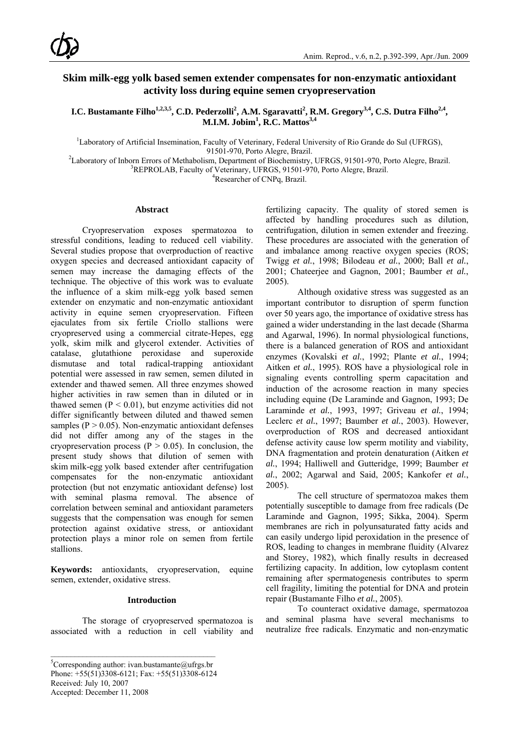# Skim milk-egg yolk based semen extender compensates for non-enzymatic antioxidant activity loss during equine semen cryopreservation

**I.C. Bustamante Filho[1,2,3,5], C.D. Pederzolli[2], A.M. Sgaravatti[2], R.M. Gregory[3,4], C.S. Dutra Filho[2,4], M.I.M. Jobim[1], R.C. Mattos[3,4]**

[1]Laboratory of Artificial Insemination, Faculty of Veterinary, Federal University of Rio Grande do Sul (UFRGS), 91501-970, Porto Alegre, Brazil.
[2]Laboratory of Inborn Errors of Methabolism, Department of Biochemistry, UFRGS, 91501-970, Porto Alegre, Brazil.
[3]REPROLAB, Faculty of Veterinary, UFRGS, 91501-970, Porto Alegre, Brazil.
[4]Researcher of CNPq, Brazil.

## Abstract

Cryopreservation exposes spermatozoa to stressful conditions, leading to reduced cell viability. Several studies propose that overproduction of reactive oxygen species and decreased antioxidant capacity of semen may increase the damaging effects of the technique. The objective of this work was to evaluate the influence of a skim milk-egg yolk based semen extender on enzymatic and non-enzymatic antioxidant activity in equine semen cryopreservation. Fifteen ejaculates from six fertile Criollo stallions were cryopreserved using a commercial citrate-Hepes, egg yolk, skim milk and glycerol extender. Activities of catalase, glutathione peroxidase and superoxide dismutase and total radical-trapping antioxidant potential were assessed in raw semen, semen diluted in extender and thawed semen. All three enzymes showed higher activities in raw semen than in diluted or in thawed semen ($P < 0.01$), but enzyme activities did not differ significantly between diluted and thawed semen samples ($P > 0.05$). Non-enzymatic antioxidant defenses did not differ among any of the stages in the cryopreservation process ($P > 0.05$). In conclusion, the present study shows that dilution of semen with skim milk-egg yolk based extender after centrifugation compensates for the non-enzymatic antioxidant protection (but not enzymatic antioxidant defense) lost with seminal plasma removal. The absence of correlation between seminal and antioxidant parameters suggests that the compensation was enough for semen protection against oxidative stress, or antioxidant protection plays a minor role on semen from fertile stallions.

**Keywords:** antioxidants, cryopreservation, equine semen, extender, oxidative stress.

## Introduction

The storage of cryopreserved spermatozoa is associated with a reduction in cell viability and fertilizing capacity. The quality of stored semen is affected by handling procedures such as dilution, centrifugation, dilution in semen extender and freezing. These procedures are associated with the generation of and imbalance among reactive oxygen species (ROS; Twigg *et al.*, 1998; Bilodeau *et al.*, 2000; Ball *et al.*, 2001; Chateerjee and Gagnon, 2001; Baumber *et al.*, 2005).

Although oxidative stress was suggested as an important contributor to disruption of sperm function over 50 years ago, the importance of oxidative stress has gained a wider understanding in the last decade (Sharma and Agarwal, 1996). In normal physiological functions, there is a balanced generation of ROS and antioxidant enzymes (Kovalski *et al.*, 1992; Plante *et al.*, 1994; Aitken *et al.*, 1995). ROS have a physiological role in signaling events controlling sperm capacitation and induction of the acrosome reaction in many species including equine (De Laraminde and Gagnon, 1993; De Laraminde *et al.*, 1993, 1997; Griveau *et al.*, 1994; Leclerc *et al.*, 1997; Baumber *et al.*, 2003). However, overproduction of ROS and decreased antioxidant defense activity cause low sperm motility and viability, DNA fragmentation and protein denaturation (Aitken *et al.*, 1994; Halliwell and Gutteridge, 1999; Baumber *et al.*, 2002; Agarwal and Said, 2005; Kankofer *et al.*, 2005).

The cell structure of spermatozoa makes them potentially susceptible to damage from free radicals (De Laraminde and Gagnon, 1995; Sikka, 2004). Sperm membranes are rich in polyunsaturated fatty acids and can easily undergo lipid peroxidation in the presence of ROS, leading to changes in membrane fluidity (Alvarez and Storey, 1982), which finally results in decreased fertilizing capacity. In addition, low cytoplasm content remaining after spermatogenesis contributes to sperm cell fragility, limiting the potential for DNA and protein repair (Bustamante Filho *et al.*, 2005).

To counteract oxidative damage, spermatozoa and seminal plasma have several mechanisms to neutralize free radicals. Enzymatic and non-enzymatic

---

[5]Corresponding author: ivan.bustamante@ufrgs.br
Phone: +55(51)3308-6121; Fax: +55(51)3308-6124
Received: July 10, 2007
Accepted: December 11, 2008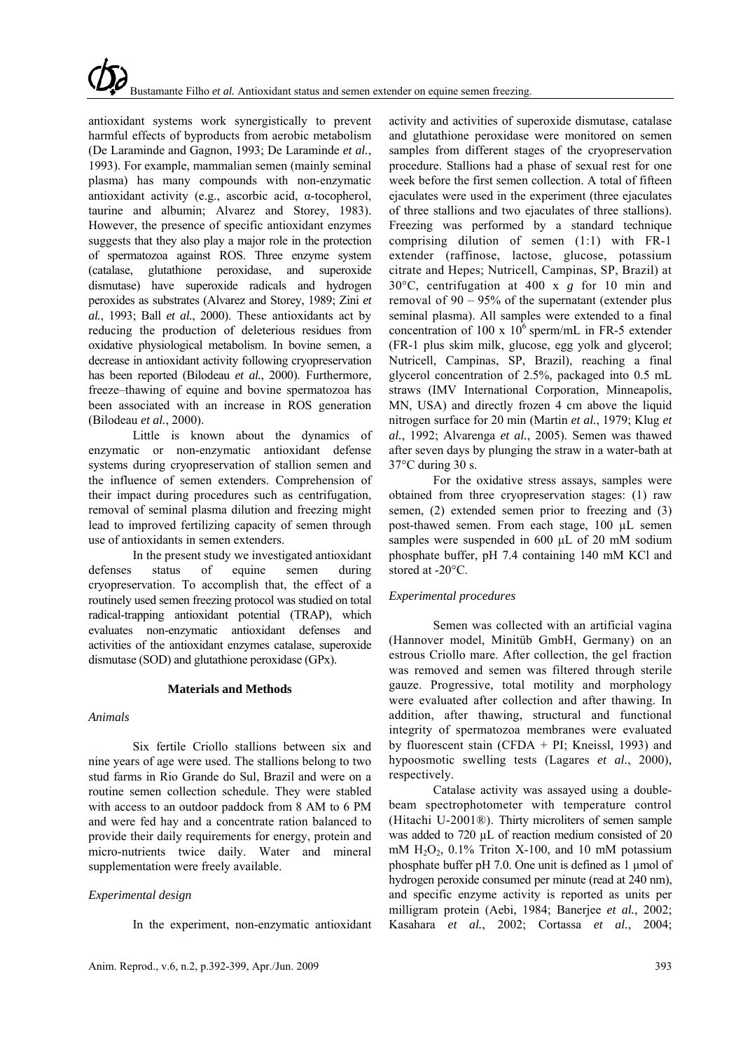antioxidant systems work synergistically to prevent harmful effects of byproducts from aerobic metabolism (De Laraminde and Gagnon, 1993; De Laraminde *et al.*, 1993). For example, mammalian semen (mainly seminal plasma) has many compounds with non-enzymatic antioxidant activity (e.g., ascorbic acid, α-tocopherol, taurine and albumin; Alvarez and Storey, 1983). However, the presence of specific antioxidant enzymes suggests that they also play a major role in the protection of spermatozoa against ROS. Three enzyme system (catalase, glutathione peroxidase, and superoxide dismutase) have superoxide radicals and hydrogen peroxides as substrates (Alvarez and Storey, 1989; Zini *et al.*, 1993; Ball *et al.*, 2000). These antioxidants act by reducing the production of deleterious residues from oxidative physiological metabolism. In bovine semen, a decrease in antioxidant activity following cryopreservation has been reported (Bilodeau *et al.*, 2000). Furthermore, freeze–thawing of equine and bovine spermatozoa has been associated with an increase in ROS generation (Bilodeau *et al.*, 2000).

Little is known about the dynamics of enzymatic or non-enzymatic antioxidant defense systems during cryopreservation of stallion semen and the influence of semen extenders. Comprehension of their impact during procedures such as centrifugation, removal of seminal plasma dilution and freezing might lead to improved fertilizing capacity of semen through use of antioxidants in semen extenders.

In the present study we investigated antioxidant defenses status of equine semen during cryopreservation. To accomplish that, the effect of a routinely used semen freezing protocol was studied on total radical-trapping antioxidant potential (TRAP), which evaluates non-enzymatic antioxidant defenses and activities of the antioxidant enzymes catalase, superoxide dismutase (SOD) and glutathione peroxidase (GPx).

## Materials and Methods

### *Animals*

Six fertile Criollo stallions between six and nine years of age were used. The stallions belong to two stud farms in Rio Grande do Sul, Brazil and were on a routine semen collection schedule. They were stabled with access to an outdoor paddock from 8 AM to 6 PM and were fed hay and a concentrate ration balanced to provide their daily requirements for energy, protein and micro-nutrients twice daily. Water and mineral supplementation were freely available.

### *Experimental design*

In the experiment, non-enzymatic antioxidant activity and activities of superoxide dismutase, catalase and glutathione peroxidase were monitored on semen samples from different stages of the cryopreservation procedure. Stallions had a phase of sexual rest for one week before the first semen collection. A total of fifteen ejaculates were used in the experiment (three ejaculates of three stallions and two ejaculates of three stallions). Freezing was performed by a standard technique comprising dilution of semen (1:1) with FR-1 extender (raffinose, lactose, glucose, potassium citrate and Hepes; Nutricell, Campinas, SP, Brazil) at 30°C, centrifugation at 400 x *g* for 10 min and removal of 90 – 95% of the supernatant (extender plus seminal plasma). All samples were extended to a final concentration of 100 x $10^6$ sperm/mL in FR-5 extender (FR-1 plus skim milk, glucose, egg yolk and glycerol; Nutricell, Campinas, SP, Brazil), reaching a final glycerol concentration of 2.5%, packaged into 0.5 mL straws (IMV International Corporation, Minneapolis, MN, USA) and directly frozen 4 cm above the liquid nitrogen surface for 20 min (Martin *et al.*, 1979; Klug *et al.*, 1992; Alvarenga *et al.*, 2005). Semen was thawed after seven days by plunging the straw in a water-bath at 37°C during 30 s.

For the oxidative stress assays, samples were obtained from three cryopreservation stages: (1) raw semen, (2) extended semen prior to freezing and (3) post-thawed semen. From each stage, 100 µL semen samples were suspended in 600 µL of 20 mM sodium phosphate buffer, pH 7.4 containing 140 mM KCl and stored at -20°C.

### *Experimental procedures*

Semen was collected with an artificial vagina (Hannover model, Minitüb GmbH, Germany) on an estrous Criollo mare. After collection, the gel fraction was removed and semen was filtered through sterile gauze. Progressive, total motility and morphology were evaluated after collection and after thawing. In addition, after thawing, structural and functional integrity of spermatozoa membranes were evaluated by fluorescent stain (CFDA + PI; Kneissl, 1993) and hypoosmotic swelling tests (Lagares *et al.*, 2000), respectively.

Catalase activity was assayed using a double-beam spectrophotometer with temperature control (Hitachi U-2001®). Thirty microliters of semen sample was added to 720 µL of reaction medium consisted of 20 mM $H_2O_2$, 0.1% Triton X-100, and 10 mM potassium phosphate buffer pH 7.0. One unit is defined as 1 µmol of hydrogen peroxide consumed per minute (read at 240 nm), and specific enzyme activity is reported as units per milligram protein (Aebi, 1984; Banerjee *et al.*, 2002; Kasahara *et al.*, 2002; Cortassa *et al.*, 2004;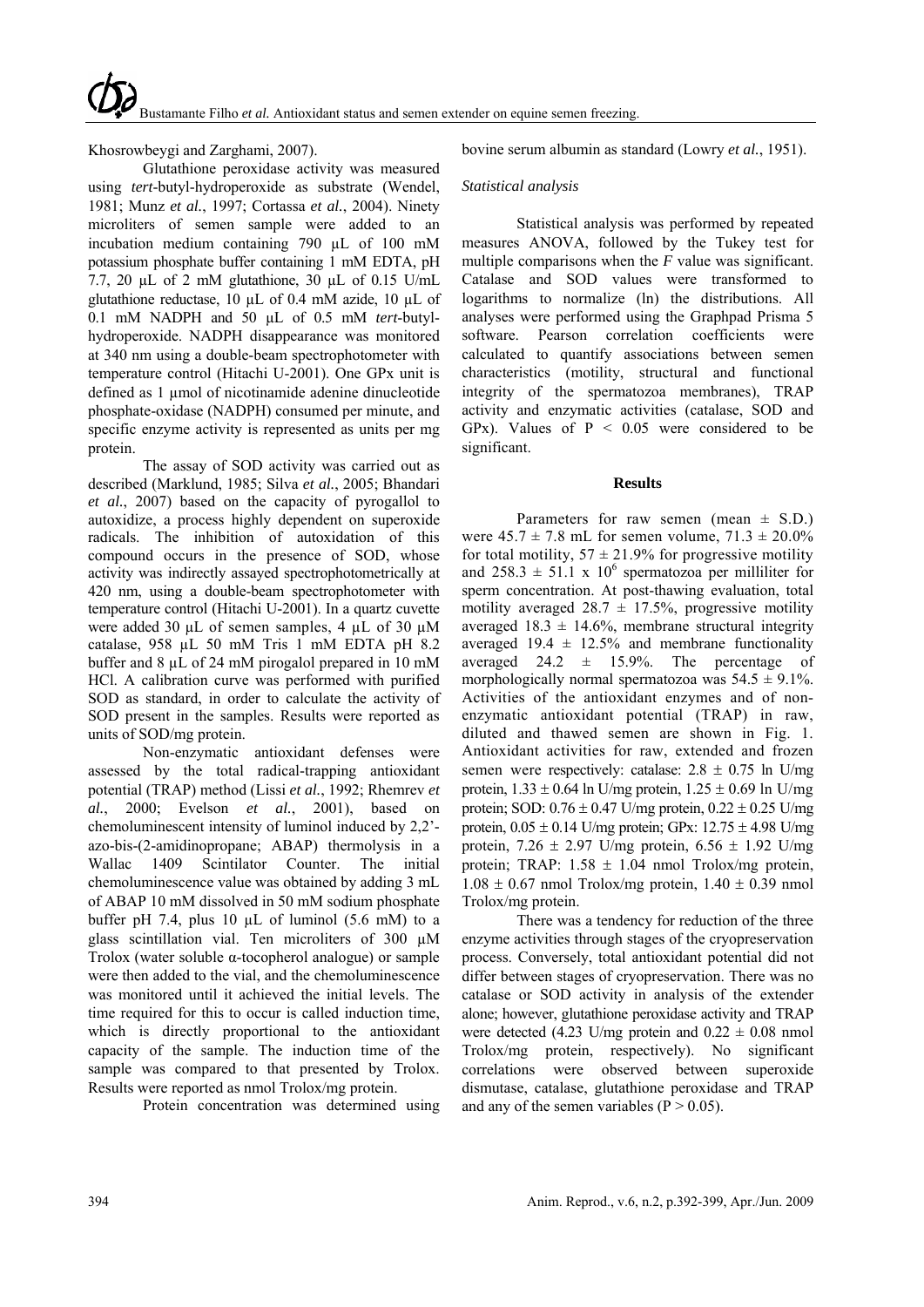Khosrowbeygi and Zarghami, 2007).

Glutathione peroxidase activity was measured using *tert*-butyl-hydroperoxide as substrate (Wendel, 1981; Munz *et al.*, 1997; Cortassa *et al.*, 2004). Ninety microliters of semen sample were added to an incubation medium containing 790 µL of 100 mM potassium phosphate buffer containing 1 mM EDTA, pH 7.7, 20 µL of 2 mM glutathione, 30 µL of 0.15 U/mL glutathione reductase, 10 µL of 0.4 mM azide, 10 µL of 0.1 mM NADPH and 50 µL of 0.5 mM *tert*-butyl-hydroperoxide. NADPH disappearance was monitored at 340 nm using a double-beam spectrophotometer with temperature control (Hitachi U-2001). One GPx unit is defined as 1 µmol of nicotinamide adenine dinucleotide phosphate-oxidase (NADPH) consumed per minute, and specific enzyme activity is represented as units per mg protein.

The assay of SOD activity was carried out as described (Marklund, 1985; Silva *et al.*, 2005; Bhandari *et al.*, 2007) based on the capacity of pyrogallol to autoxidize, a process highly dependent on superoxide radicals. The inhibition of autoxidation of this compound occurs in the presence of SOD, whose activity was indirectly assayed spectrophotometrically at 420 nm, using a double-beam spectrophotometer with temperature control (Hitachi U-2001). In a quartz cuvette were added 30 µL of semen samples, 4 µL of 30 µM catalase, 958 µL 50 mM Tris 1 mM EDTA pH 8.2 buffer and 8 µL of 24 mM pirogalol prepared in 10 mM HCl. A calibration curve was performed with purified SOD as standard, in order to calculate the activity of SOD present in the samples. Results were reported as units of SOD/mg protein.

Non-enzymatic antioxidant defenses were assessed by the total radical-trapping antioxidant potential (TRAP) method (Lissi *et al.*, 1992; Rhemrev *et al.*, 2000; Evelson *et al.*, 2001), based on chemoluminescent intensity of luminol induced by 2,2'-azo-bis-(2-amidinopropane; ABAP) thermolysis in a Wallac 1409 Scintilator Counter. The initial chemoluminescence value was obtained by adding 3 mL of ABAP 10 mM dissolved in 50 mM sodium phosphate buffer pH 7.4, plus 10 µL of luminol (5.6 mM) to a glass scintillation vial. Ten microliters of 300 µM Trolox (water soluble α-tocopherol analogue) or sample were then added to the vial, and the chemoluminescence was monitored until it achieved the initial levels. The time required for this to occur is called induction time, which is directly proportional to the antioxidant capacity of the sample. The induction time of the sample was compared to that presented by Trolox. Results were reported as nmol Trolox/mg protein.

Protein concentration was determined using bovine serum albumin as standard (Lowry *et al.*, 1951).

*Statistical analysis*

Statistical analysis was performed by repeated measures ANOVA, followed by the Tukey test for multiple comparisons when the *F* value was significant. Catalase and SOD values were transformed to logarithms to normalize (ln) the distributions. All analyses were performed using the Graphpad Prisma 5 software. Pearson correlation coefficients were calculated to quantify associations between semen characteristics (motility, structural and functional integrity of the spermatozoa membranes), TRAP activity and enzymatic activities (catalase, SOD and GPx). Values of $P < 0.05$ were considered to be significant.

## Results

Parameters for raw semen (mean ± S.D.) were 45.7 ± 7.8 mL for semen volume, 71.3 ± 20.0% for total motility, 57 ± 21.9% for progressive motility and 258.3 ± 51.1 x $10^6$ spermatozoa per milliliter for sperm concentration. At post-thawing evaluation, total motility averaged 28.7 ± 17.5%, progressive motility averaged 18.3 ± 14.6%, membrane structural integrity averaged 19.4 ± 12.5% and membrane functionality averaged 24.2 ± 15.9%. The percentage of morphologically normal spermatozoa was 54.5 ± 9.1%. Activities of the antioxidant enzymes and of non-enzymatic antioxidant potential (TRAP) in raw, diluted and thawed semen are shown in Fig. 1. Antioxidant activities for raw, extended and frozen semen were respectively: catalase: 2.8 ± 0.75 ln U/mg protein, 1.33 ± 0.64 ln U/mg protein, 1.25 ± 0.69 ln U/mg protein; SOD: 0.76 ± 0.47 U/mg protein, 0.22 ± 0.25 U/mg protein, 0.05 ± 0.14 U/mg protein; GPx: 12.75 ± 4.98 U/mg protein, 7.26 ± 2.97 U/mg protein, 6.56 ± 1.92 U/mg protein; TRAP: 1.58 ± 1.04 nmol Trolox/mg protein, 1.08 ± 0.67 nmol Trolox/mg protein, 1.40 ± 0.39 nmol Trolox/mg protein.

There was a tendency for reduction of the three enzyme activities through stages of the cryopreservation process. Conversely, total antioxidant potential did not differ between stages of cryopreservation. There was no catalase or SOD activity in analysis of the extender alone; however, glutathione peroxidase activity and TRAP were detected (4.23 U/mg protein and 0.22 ± 0.08 nmol Trolox/mg protein, respectively). No significant correlations were observed between superoxide dismutase, catalase, glutathione peroxidase and TRAP and any of the semen variables ($P > 0.05$).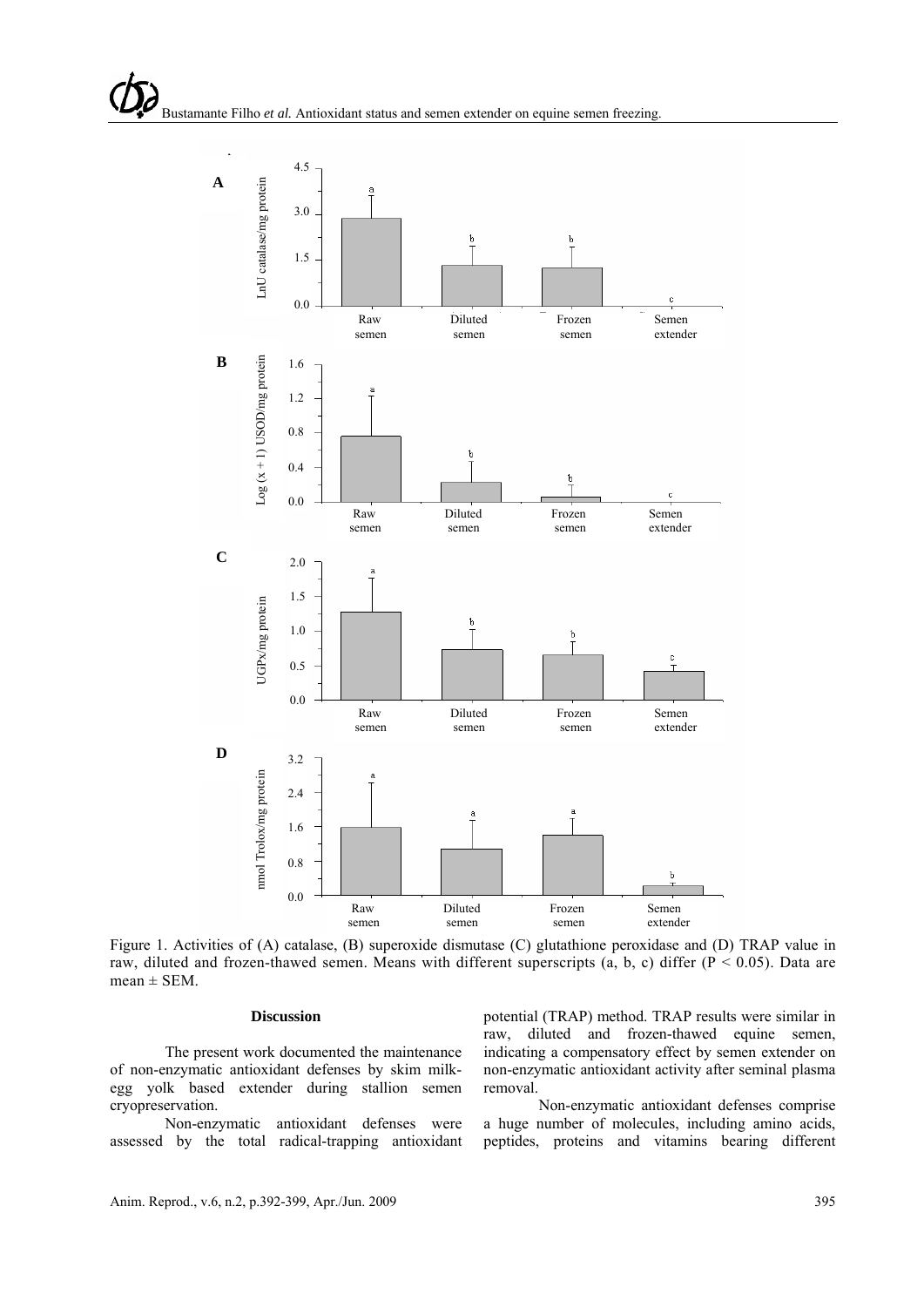Figure 1. Activities of (A) catalase, (B) superoxide dismutase (C) glutathione peroxidase and (D) TRAP value in raw, diluted and frozen-thawed semen. Means with different superscripts (a, b, c) differ ($P < 0.05$). Data are mean ± SEM.

## Discussion

The present work documented the maintenance of non-enzymatic antioxidant defenses by skim milk-egg yolk based extender during stallion semen cryopreservation.

Non-enzymatic antioxidant defenses were assessed by the total radical-trapping antioxidant potential (TRAP) method. TRAP results were similar in raw, diluted and frozen-thawed equine semen, indicating a compensatory effect by semen extender on non-enzymatic antioxidant activity after seminal plasma removal.

Non-enzymatic antioxidant defenses comprise a huge number of molecules, including amino acids, peptides, proteins and vitamins bearing different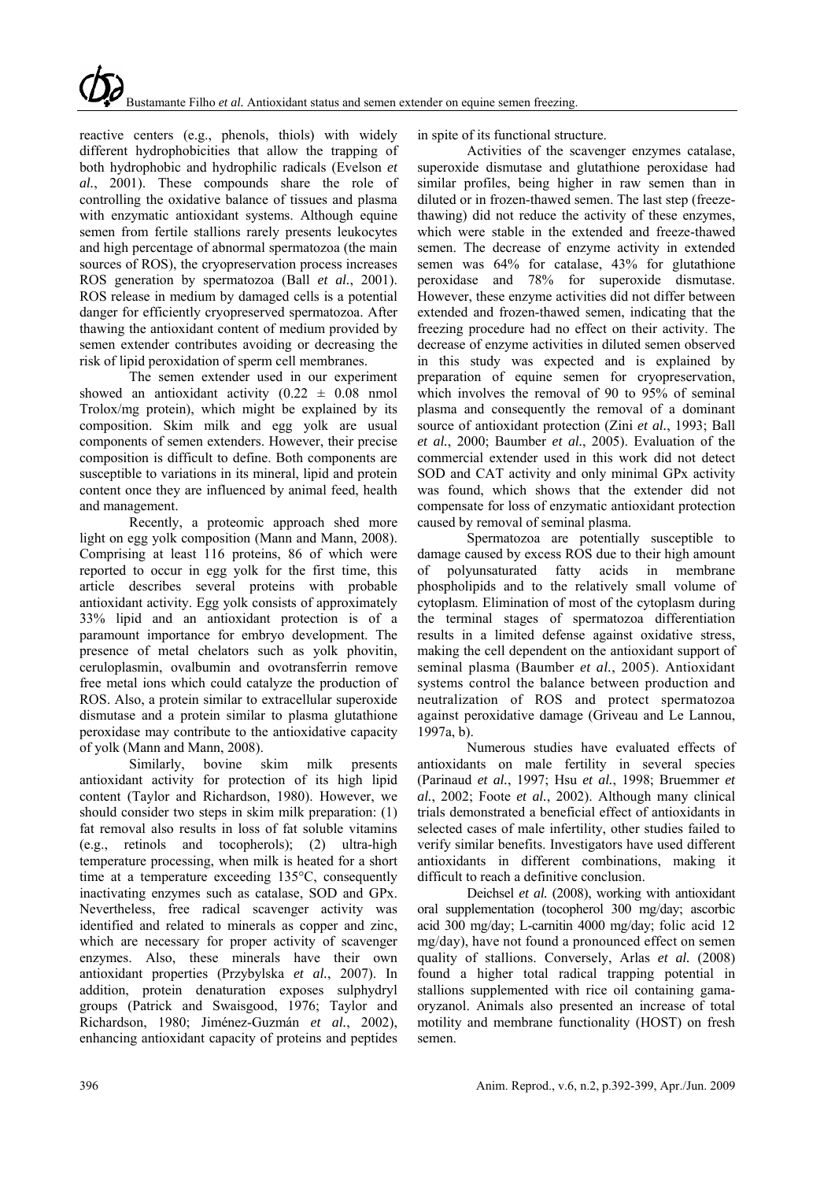reactive centers (e.g., phenols, thiols) with widely different hydrophobicities that allow the trapping of both hydrophobic and hydrophilic radicals (Evelson *et al.*, 2001). These compounds share the role of controlling the oxidative balance of tissues and plasma with enzymatic antioxidant systems. Although equine semen from fertile stallions rarely presents leukocytes and high percentage of abnormal spermatozoa (the main sources of ROS), the cryopreservation process increases ROS generation by spermatozoa (Ball *et al.*, 2001). ROS release in medium by damaged cells is a potential danger for efficiently cryopreserved spermatozoa. After thawing the antioxidant content of medium provided by semen extender contributes avoiding or decreasing the risk of lipid peroxidation of sperm cell membranes.

The semen extender used in our experiment showed an antioxidant activity ($0.22 \pm 0.08$ nmol Trolox/mg protein), which might be explained by its composition. Skim milk and egg yolk are usual components of semen extenders. However, their precise composition is difficult to define. Both components are susceptible to variations in its mineral, lipid and protein content once they are influenced by animal feed, health and management.

Recently, a proteomic approach shed more light on egg yolk composition (Mann and Mann, 2008). Comprising at least 116 proteins, 86 of which were reported to occur in egg yolk for the first time, this article describes several proteins with probable antioxidant activity. Egg yolk consists of approximately 33% lipid and an antioxidant protection is of a paramount importance for embryo development. The presence of metal chelators such as yolk phovitin, ceruloplasmin, ovalbumin and ovotransferrin remove free metal ions which could catalyze the production of ROS. Also, a protein similar to extracellular superoxide dismutase and a protein similar to plasma glutathione peroxidase may contribute to the antioxidative capacity of yolk (Mann and Mann, 2008).

Similarly, bovine skim milk presents antioxidant activity for protection of its high lipid content (Taylor and Richardson, 1980). However, we should consider two steps in skim milk preparation: (1) fat removal also results in loss of fat soluble vitamins (e.g., retinols and tocopherols); (2) ultra-high temperature processing, when milk is heated for a short time at a temperature exceeding 135°C, consequently inactivating enzymes such as catalase, SOD and GPx. Nevertheless, free radical scavenger activity was identified and related to minerals as copper and zinc, which are necessary for proper activity of scavenger enzymes. Also, these minerals have their own antioxidant properties (Przybylska *et al.*, 2007). In addition, protein denaturation exposes sulphydryl groups (Patrick and Swaisgood, 1976; Taylor and Richardson, 1980; Jiménez-Guzmán *et al.*, 2002), enhancing antioxidant capacity of proteins and peptides in spite of its functional structure.

Activities of the scavenger enzymes catalase, superoxide dismutase and glutathione peroxidase had similar profiles, being higher in raw semen than in diluted or in frozen-thawed semen. The last step (freeze-thawing) did not reduce the activity of these enzymes, which were stable in the extended and freeze-thawed semen. The decrease of enzyme activity in extended semen was 64% for catalase, 43% for glutathione peroxidase and 78% for superoxide dismutase. However, these enzyme activities did not differ between extended and frozen-thawed semen, indicating that the freezing procedure had no effect on their activity. The decrease of enzyme activities in diluted semen observed in this study was expected and is explained by preparation of equine semen for cryopreservation, which involves the removal of 90 to 95% of seminal plasma and consequently the removal of a dominant source of antioxidant protection (Zini *et al.*, 1993; Ball *et al.*, 2000; Baumber *et al.*, 2005). Evaluation of the commercial extender used in this work did not detect SOD and CAT activity and only minimal GPx activity was found, which shows that the extender did not compensate for loss of enzymatic antioxidant protection caused by removal of seminal plasma.

Spermatozoa are potentially susceptible to damage caused by excess ROS due to their high amount of polyunsaturated fatty acids in membrane phospholipids and to the relatively small volume of cytoplasm. Elimination of most of the cytoplasm during the terminal stages of spermatozoa differentiation results in a limited defense against oxidative stress, making the cell dependent on the antioxidant support of seminal plasma (Baumber *et al.*, 2005). Antioxidant systems control the balance between production and neutralization of ROS and protect spermatozoa against peroxidative damage (Griveau and Le Lannou, 1997a, b).

Numerous studies have evaluated effects of antioxidants on male fertility in several species (Parinaud *et al.*, 1997; Hsu *et al.*, 1998; Bruemmer *et al.*, 2002; Foote *et al.*, 2002). Although many clinical trials demonstrated a beneficial effect of antioxidants in selected cases of male infertility, other studies failed to verify similar benefits. Investigators have used different antioxidants in different combinations, making it difficult to reach a definitive conclusion.

Deichsel *et al.* (2008), working with antioxidant oral supplementation (tocopherol 300 mg/day; ascorbic acid 300 mg/day; L-carnitin 4000 mg/day; folic acid 12 mg/day), have not found a pronounced effect on semen quality of stallions. Conversely, Arlas *et al.* (2008) found a higher total radical trapping potential in stallions supplemented with rice oil containing gama-oryzanol. Animals also presented an increase of total motility and membrane functionality (HOST) on fresh semen.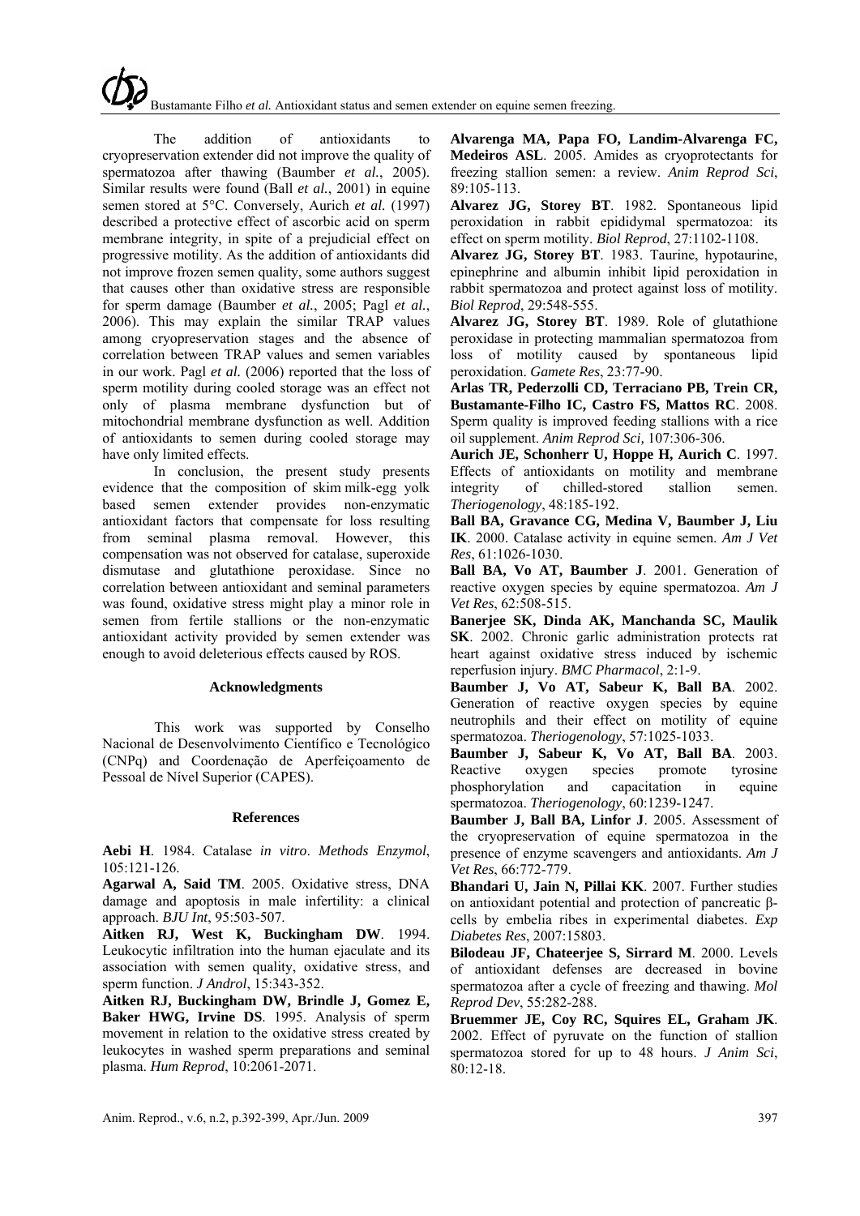The addition of antioxidants to cryopreservation extender did not improve the quality of spermatozoa after thawing (Baumber *et al.*, 2005). Similar results were found (Ball *et al.*, 2001) in equine semen stored at 5°C. Conversely, Aurich *et al.* (1997) described a protective effect of ascorbic acid on sperm membrane integrity, in spite of a prejudicial effect on progressive motility. As the addition of antioxidants did not improve frozen semen quality, some authors suggest that causes other than oxidative stress are responsible for sperm damage (Baumber *et al.*, 2005; Pagl *et al.*, 2006). This may explain the similar TRAP values among cryopreservation stages and the absence of correlation between TRAP values and semen variables in our work. Pagl *et al.* (2006) reported that the loss of sperm motility during cooled storage was an effect not only of plasma membrane dysfunction but of mitochondrial membrane dysfunction as well. Addition of antioxidants to semen during cooled storage may have only limited effects.

In conclusion, the present study presents evidence that the composition of skim milk-egg yolk based semen extender provides non-enzymatic antioxidant factors that compensate for loss resulting from seminal plasma removal. However, this compensation was not observed for catalase, superoxide dismutase and glutathione peroxidase. Since no correlation between antioxidant and seminal parameters was found, oxidative stress might play a minor role in semen from fertile stallions or the non-enzymatic antioxidant activity provided by semen extender was enough to avoid deleterious effects caused by ROS.

### Acknowledgments

This work was supported by Conselho Nacional de Desenvolvimento Científico e Tecnológico (CNPq) and Coordenação de Aperfeiçoamento de Pessoal de Nível Superior (CAPES).

### References

**Aebi H**. 1984. Catalase *in vitro*. *Methods Enzymol*, 105:121-126.

**Agarwal A, Said TM**. 2005. Oxidative stress, DNA damage and apoptosis in male infertility: a clinical approach. *BJU Int*, 95:503-507.

**Aitken RJ, West K, Buckingham DW**. 1994. Leukocytic infiltration into the human ejaculate and its association with semen quality, oxidative stress, and sperm function. *J Androl*, 15:343-352.

**Aitken RJ, Buckingham DW, Brindle J, Gomez E, Baker HWG, Irvine DS**. 1995. Analysis of sperm movement in relation to the oxidative stress created by leukocytes in washed sperm preparations and seminal plasma. *Hum Reprod*, 10:2061-2071.

**Alvarenga MA, Papa FO, Landim-Alvarenga FC, Medeiros ASL**. 2005. Amides as cryoprotectants for freezing stallion semen: a review. *Anim Reprod Sci*, 89:105-113.

**Alvarez JG, Storey BT**. 1982. Spontaneous lipid peroxidation in rabbit epididymal spermatozoa: its effect on sperm motility. *Biol Reprod*, 27:1102-1108.

**Alvarez JG, Storey BT**. 1983. Taurine, hypotaurine, epinephrine and albumin inhibit lipid peroxidation in rabbit spermatozoa and protect against loss of motility. *Biol Reprod*, 29:548-555.

**Alvarez JG, Storey BT**. 1989. Role of glutathione peroxidase in protecting mammalian spermatozoa from loss of motility caused by spontaneous lipid peroxidation. *Gamete Res*, 23:77-90.

**Arlas TR, Pederzolli CD, Terraciano PB, Trein CR, Bustamante-Filho IC, Castro FS, Mattos RC**. 2008. Sperm quality is improved feeding stallions with a rice oil supplement. *Anim Reprod Sci*, 107:306-306.

**Aurich JE, Schonherr U, Hoppe H, Aurich C**. 1997. Effects of antioxidants on motility and membrane integrity of chilled-stored stallion semen. *Theriogenology*, 48:185-192.

**Ball BA, Gravance CG, Medina V, Baumber J, Liu IK**. 2000. Catalase activity in equine semen. *Am J Vet Res*, 61:1026-1030.

**Ball BA, Vo AT, Baumber J**. 2001. Generation of reactive oxygen species by equine spermatozoa. *Am J Vet Res*, 62:508-515.

**Banerjee SK, Dinda AK, Manchanda SC, Maulik SK**. 2002. Chronic garlic administration protects rat heart against oxidative stress induced by ischemic reperfusion injury. *BMC Pharmacol*, 2:1-9.

**Baumber J, Vo AT, Sabeur K, Ball BA**. 2002. Generation of reactive oxygen species by equine neutrophils and their effect on motility of equine spermatozoa. *Theriogenology*, 57:1025-1033.

**Baumber J, Sabeur K, Vo AT, Ball BA**. 2003. Reactive oxygen species promote tyrosine phosphorylation and capacitation in equine spermatozoa. *Theriogenology*, 60:1239-1247.

**Baumber J, Ball BA, Linfor J**. 2005. Assessment of the cryopreservation of equine spermatozoa in the presence of enzyme scavengers and antioxidants. *Am J Vet Res*, 66:772-779.

**Bhandari U, Jain N, Pillai KK**. 2007. Further studies on antioxidant potential and protection of pancreatic β-cells by embelia ribes in experimental diabetes. *Exp Diabetes Res*, 2007:15803.

**Bilodeau JF, Chateerjee S, Sirrard M**. 2000. Levels of antioxidant defenses are decreased in bovine spermatozoa after a cycle of freezing and thawing. *Mol Reprod Dev*, 55:282-288.

**Bruemmer JE, Coy RC, Squires EL, Graham JK**. 2002. Effect of pyruvate on the function of stallion spermatozoa stored for up to 48 hours. *J Anim Sci*, 80:12-18.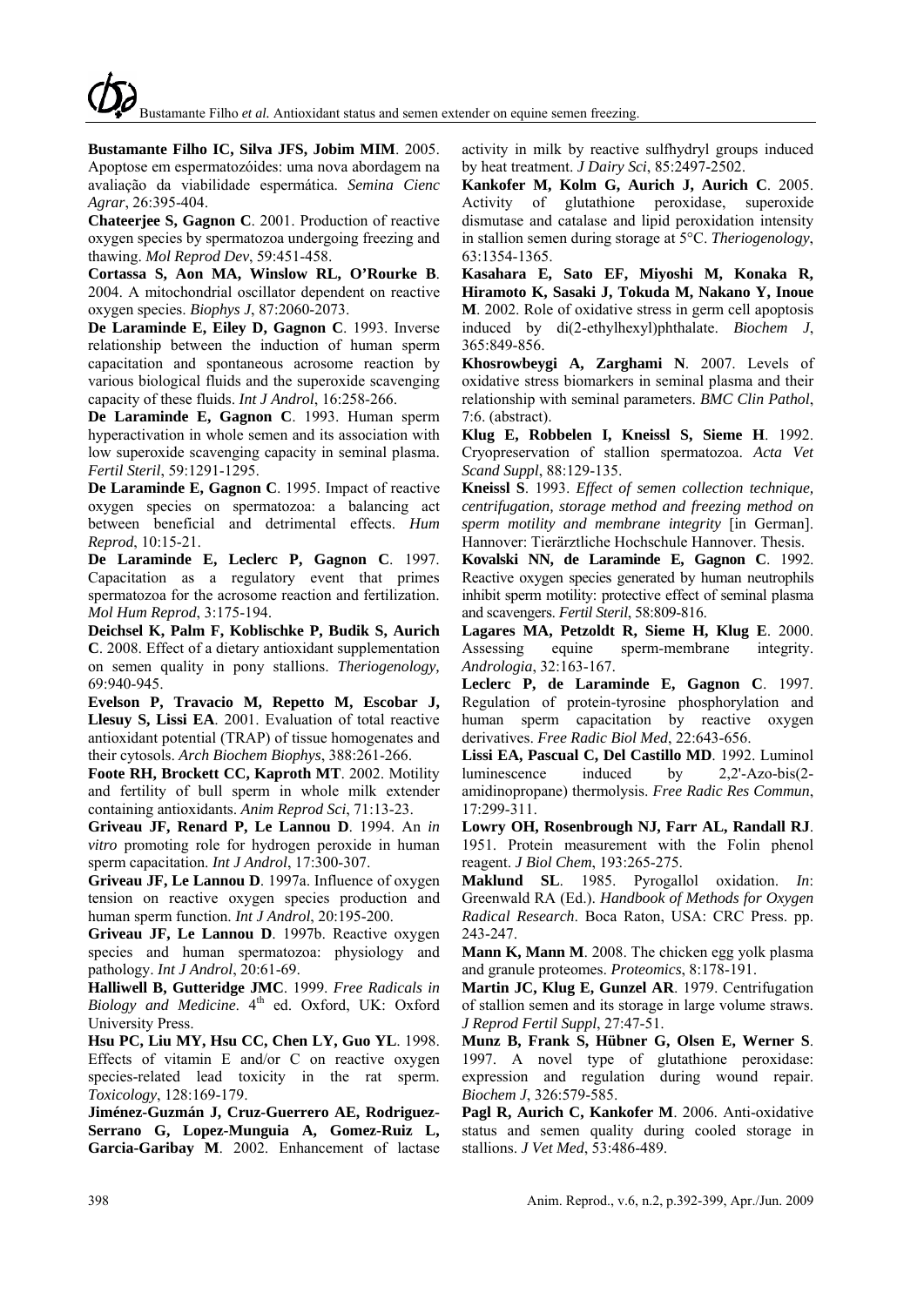**Bustamante Filho IC, Silva JFS, Jobim MIM**. 2005. Apoptose em espermatozóides: uma nova abordagem na avaliação da viabilidade espermática. *Semina Cienc Agrar*, 26:395-404.

**Chateerjee S, Gagnon C**. 2001. Production of reactive oxygen species by spermatozoa undergoing freezing and thawing. *Mol Reprod Dev*, 59:451-458.

**Cortassa S, Aon MA, Winslow RL, O'Rourke B**. 2004. A mitochondrial oscillator dependent on reactive oxygen species. *Biophys J*, 87:2060-2073.

**De Laraminde E, Eiley D, Gagnon C**. 1993. Inverse relationship between the induction of human sperm capacitation and spontaneous acrosome reaction by various biological fluids and the superoxide scavenging capacity of these fluids. *Int J Androl*, 16:258-266.

**De Laraminde E, Gagnon C**. 1993. Human sperm hyperactivation in whole semen and its association with low superoxide scavenging capacity in seminal plasma. *Fertil Steril*, 59:1291-1295.

**De Laraminde E, Gagnon C**. 1995. Impact of reactive oxygen species on spermatozoa: a balancing act between beneficial and detrimental effects. *Hum Reprod*, 10:15-21.

**De Laraminde E, Leclerc P, Gagnon C**. 1997. Capacitation as a regulatory event that primes spermatozoa for the acrosome reaction and fertilization. *Mol Hum Reprod*, 3:175-194.

**Deichsel K, Palm F, Koblischke P, Budik S, Aurich C**. 2008. Effect of a dietary antioxidant supplementation on semen quality in pony stallions. *Theriogenology*, 69:940-945.

**Evelson P, Travacio M, Repetto M, Escobar J, Llesuy S, Lissi EA**. 2001. Evaluation of total reactive antioxidant potential (TRAP) of tissue homogenates and their cytosols. *Arch Biochem Biophys*, 388:261-266.

**Foote RH, Brockett CC, Kaproth MT**. 2002. Motility and fertility of bull sperm in whole milk extender containing antioxidants. *Anim Reprod Sci*, 71:13-23.

**Griveau JF, Renard P, Le Lannou D**. 1994. An *in vitro* promoting role for hydrogen peroxide in human sperm capacitation. *Int J Androl*, 17:300-307.

**Griveau JF, Le Lannou D**. 1997a. Influence of oxygen tension on reactive oxygen species production and human sperm function. *Int J Androl*, 20:195-200.

**Griveau JF, Le Lannou D**. 1997b. Reactive oxygen species and human spermatozoa: physiology and pathology. *Int J Androl*, 20:61-69.

**Halliwell B, Gutteridge JMC**. 1999. *Free Radicals in Biology and Medicine*. 4th ed. Oxford, UK: Oxford University Press.

**Hsu PC, Liu MY, Hsu CC, Chen LY, Guo YL**. 1998. Effects of vitamin E and/or C on reactive oxygen species-related lead toxicity in the rat sperm. *Toxicology*, 128:169-179.

**Jiménez-Guzmán J, Cruz-Guerrero AE, Rodriguez-Serrano G, Lopez-Munguia A, Gomez-Ruiz L, Garcia-Garibay M**. 2002. Enhancement of lactase activity in milk by reactive sulfhydryl groups induced by heat treatment. *J Dairy Sci*, 85:2497-2502.

**Kankofer M, Kolm G, Aurich J, Aurich C**. 2005. Activity of glutathione peroxidase, superoxide dismutase and catalase and lipid peroxidation intensity in stallion semen during storage at 5°C. *Theriogenology*, 63:1354-1365.

**Kasahara E, Sato EF, Miyoshi M, Konaka R, Hiramoto K, Sasaki J, Tokuda M, Nakano Y, Inoue M**. 2002. Role of oxidative stress in germ cell apoptosis induced by di(2-ethylhexyl)phthalate. *Biochem J*, 365:849-856.

**Khosrowbeygi A, Zarghami N**. 2007. Levels of oxidative stress biomarkers in seminal plasma and their relationship with seminal parameters. *BMC Clin Pathol*, 7:6. (abstract).

**Klug E, Robbelen I, Kneissl S, Sieme H**. 1992. Cryopreservation of stallion spermatozoa. *Acta Vet Scand Suppl*, 88:129-135.

**Kneissl S**. 1993. *Effect of semen collection technique, centrifugation, storage method and freezing method on sperm motility and membrane integrity* [in German]. Hannover: Tierärztliche Hochschule Hannover. Thesis.

**Kovalski NN, de Laraminde E, Gagnon C**. 1992. Reactive oxygen species generated by human neutrophils inhibit sperm motility: protective effect of seminal plasma and scavengers. *Fertil Steril*, 58:809-816.

**Lagares MA, Petzoldt R, Sieme H, Klug E**. 2000. Assessing equine sperm-membrane integrity. *Andrologia*, 32:163-167.

**Leclerc P, de Laraminde E, Gagnon C**. 1997. Regulation of protein-tyrosine phosphorylation and human sperm capacitation by reactive oxygen derivatives. *Free Radic Biol Med*, 22:643-656.

**Lissi EA, Pascual C, Del Castillo MD**. 1992. Luminol luminescence induced by 2,2'-Azo-bis(2-amidinopropane) thermolysis. *Free Radic Res Commun*, 17:299-311.

**Lowry OH, Rosenbrough NJ, Farr AL, Randall RJ**. 1951. Protein measurement with the Folin phenol reagent. *J Biol Chem*, 193:265-275.

**Maklund SL**. 1985. Pyrogallol oxidation. *In*: Greenwald RA (Ed.). *Handbook of Methods for Oxygen Radical Research*. Boca Raton, USA: CRC Press. pp. 243-247.

**Mann K, Mann M**. 2008. The chicken egg yolk plasma and granule proteomes. *Proteomics*, 8:178-191.

**Martin JC, Klug E, Gunzel AR**. 1979. Centrifugation of stallion semen and its storage in large volume straws. *J Reprod Fertil Suppl*, 27:47-51.

**Munz B, Frank S, Hübner G, Olsen E, Werner S**. 1997. A novel type of glutathione peroxidase: expression and regulation during wound repair. *Biochem J*, 326:579-585.

**Pagl R, Aurich C, Kankofer M**. 2006. Anti-oxidative status and semen quality during cooled storage in stallions. *J Vet Med*, 53:486-489.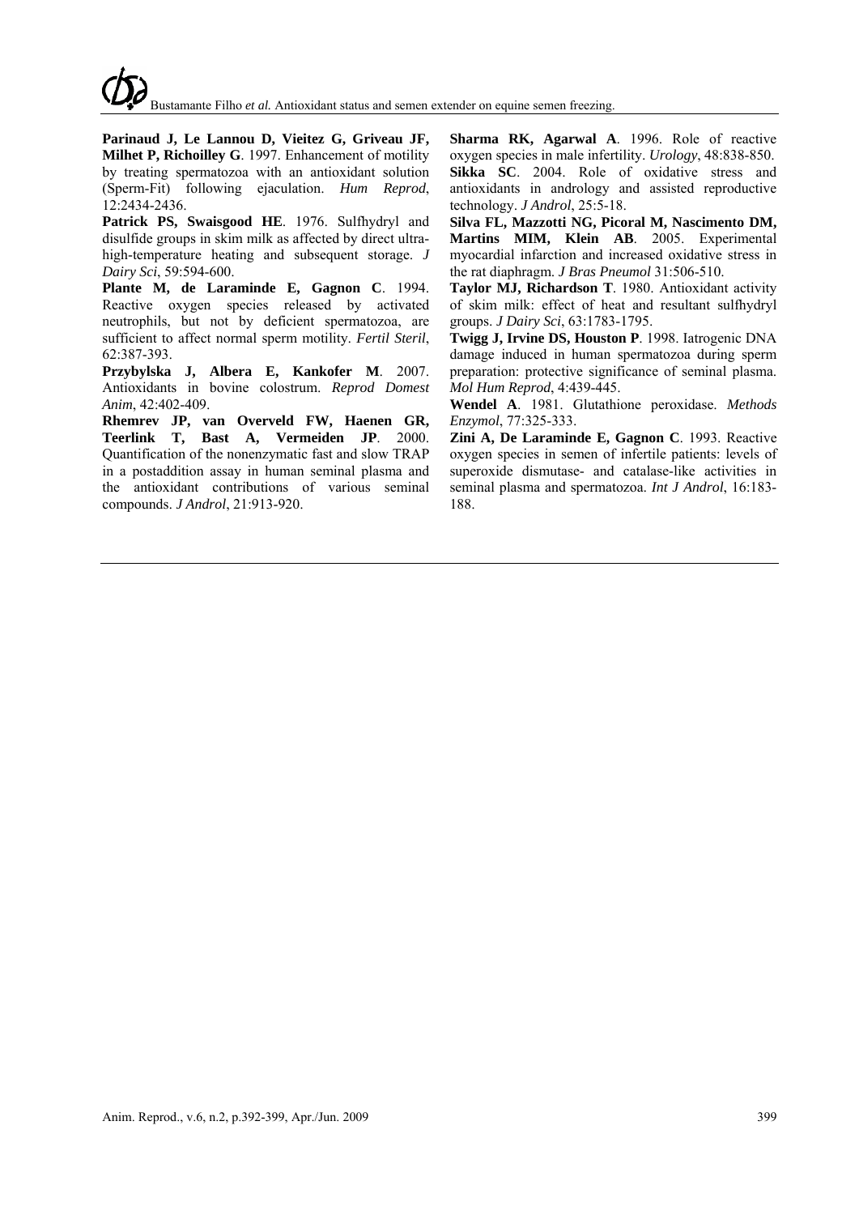**Parinaud J, Le Lannou D, Vieitez G, Griveau JF, Milhet P, Richoilley G**. 1997. Enhancement of motility by treating spermatozoa with an antioxidant solution (Sperm-Fit) following ejaculation. *Hum Reprod*, 12:2434-2436.

**Patrick PS, Swaisgood HE**. 1976. Sulfhydryl and disulfide groups in skim milk as affected by direct ultra-high-temperature heating and subsequent storage. *J Dairy Sci*, 59:594-600.

**Plante M, de Laraminde E, Gagnon C**. 1994. Reactive oxygen species released by activated neutrophils, but not by deficient spermatozoa, are sufficient to affect normal sperm motility. *Fertil Steril*, 62:387-393.

**Przybylska J, Albera E, Kankofer M**. 2007. Antioxidants in bovine colostrum. *Reprod Domest Anim*, 42:402-409.

**Rhemrev JP, van Overveld FW, Haenen GR, Teerlink T, Bast A, Vermeiden JP**. 2000. Quantification of the nonenzymatic fast and slow TRAP in a postaddition assay in human seminal plasma and the antioxidant contributions of various seminal compounds. *J Androl*, 21:913-920.

**Sharma RK, Agarwal A**. 1996. Role of reactive oxygen species in male infertility. *Urology*, 48:838-850.

**Sikka SC**. 2004. Role of oxidative stress and antioxidants in andrology and assisted reproductive technology. *J Androl*, 25:5-18.

**Silva FL, Mazzotti NG, Picoral M, Nascimento DM, Martins MIM, Klein AB**. 2005. Experimental myocardial infarction and increased oxidative stress in the rat diaphragm. *J Bras Pneumol* 31:506-510.

**Taylor MJ, Richardson T**. 1980. Antioxidant activity of skim milk: effect of heat and resultant sulfhydryl groups. *J Dairy Sci*, 63:1783-1795.

**Twigg J, Irvine DS, Houston P**. 1998. Iatrogenic DNA damage induced in human spermatozoa during sperm preparation: protective significance of seminal plasma. *Mol Hum Reprod*, 4:439-445.

**Wendel A**. 1981. Glutathione peroxidase. *Methods Enzymol*, 77:325-333.

**Zini A, De Laraminde E, Gagnon C**. 1993. Reactive oxygen species in semen of infertile patients: levels of superoxide dismutase- and catalase-like activities in seminal plasma and spermatozoa. *Int J Androl*, 16:183-188.